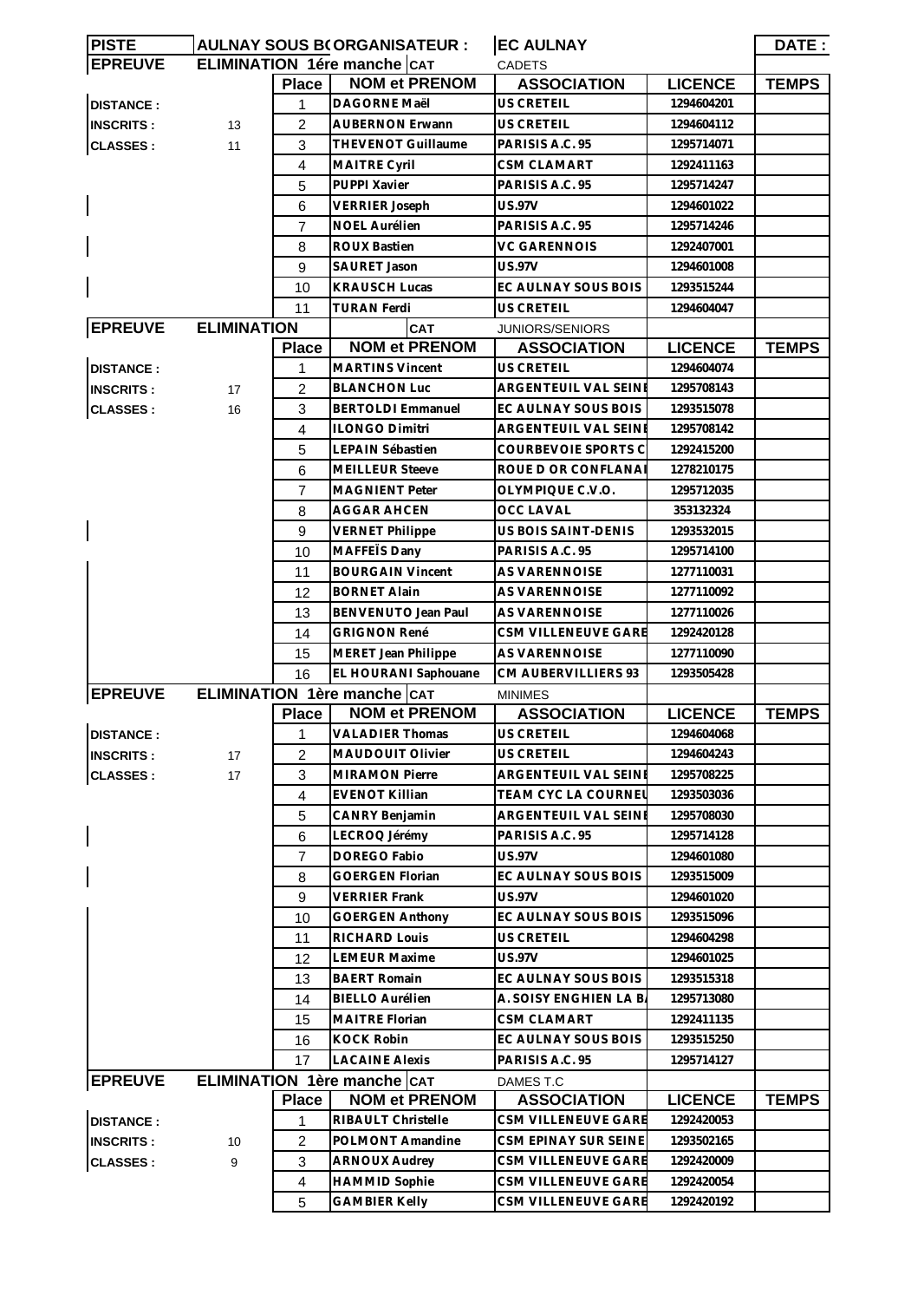| PISTE | AULNAY SOUS B( | ORGANISATEUR : | | EC AULNAY | | DATE : |
|---|---|---|---|---|---|---|
| EPREUVE | ELIMINATION 1ére manche | | CAT | CADETS | | |
| | | Place | NOM et PRENOM | ASSOCIATION | LICENCE | TEMPS |
| DISTANCE : | | 1 | DAGORNE Maël | US CRETEIL | 1294604201 | |
| INSCRITS : | 13 | 2 | AUBERNON Erwann | US CRETEIL | 1294604112 | |
| CLASSES : | 11 | 3 | THEVENOT Guillaume | PARISIS A.C. 95 | 1295714071 | |
| | | 4 | MAITRE Cyril | CSM CLAMART | 1292411163 | |
| | | 5 | PUPPI Xavier | PARISIS A.C. 95 | 1295714247 | |
| | | 6 | VERRIER Joseph | US.97V | 1294601022 | |
| | | 7 | NOEL Aurélien | PARISIS A.C. 95 | 1295714246 | |
| | | 8 | ROUX Bastien | VC GARENNOIS | 1292407001 | |
| | | 9 | SAURET Jason | US.97V | 1294601008 | |
| | | 10 | KRAUSCH Lucas | EC AULNAY SOUS BOIS | 1293515244 | |
| | | 11 | TURAN Ferdi | US CRETEIL | 1294604047 | |
| EPREUVE | ELIMINATION | | CAT | JUNIORS/SENIORS | | |
| | | Place | NOM et PRENOM | ASSOCIATION | LICENCE | TEMPS |
| DISTANCE : | | 1 | MARTINS Vincent | US CRETEIL | 1294604074 | |
| INSCRITS : | 17 | 2 | BLANCHON Luc | ARGENTEUIL VAL SEINE | 1295708143 | |
| CLASSES : | 16 | 3 | BERTOLDI Emmanuel | EC AULNAY SOUS BOIS | 1293515078 | |
| | | 4 | ILONGO Dimitri | ARGENTEUIL VAL SEINE | 1295708142 | |
| | | 5 | LEPAIN Sébastien | COURBEVOIE SPORTS C | 1292415200 | |
| | | 6 | MEILLEUR Steeve | ROUE D OR CONFLANAI | 1278210175 | |
| | | 7 | MAGNIENT Peter | OLYMPIQUE C.V.O. | 1295712035 | |
| | | 8 | AGGAR AHCEN | OCC LAVAL | 353132324 | |
| | | 9 | VERNET Philippe | US BOIS SAINT-DENIS | 1293532015 | |
| | | 10 | MAFFEÏS Dany | PARISIS A.C. 95 | 1295714100 | |
| | | 11 | BOURGAIN Vincent | AS VARENNOISE | 1277110031 | |
| | | 12 | BORNET Alain | AS VARENNOISE | 1277110092 | |
| | | 13 | BENVENUTO Jean Paul | AS VARENNOISE | 1277110026 | |
| | | 14 | GRIGNON René | CSM VILLENEUVE GARE | 1292420128 | |
| | | 15 | MERET Jean Philippe | AS VARENNOISE | 1277110090 | |
| | | 16 | EL HOURANI Saphouane | CM AUBERVILLIERS 93 | 1293505428 | |
| EPREUVE | ELIMINATION 1ère manche | | CAT | MINIMES | | |
| | | Place | NOM et PRENOM | ASSOCIATION | LICENCE | TEMPS |
| DISTANCE : | | 1 | VALADIER Thomas | US CRETEIL | 1294604068 | |
| INSCRITS : | 17 | 2 | MAUDOUIT Olivier | US CRETEIL | 1294604243 | |
| CLASSES : | 17 | 3 | MIRAMON Pierre | ARGENTEUIL VAL SEINE | 1295708225 | |
| | | 4 | EVENOT Killian | TEAM CYC LA COURNEU | 1293503036 | |
| | | 5 | CANRY Benjamin | ARGENTEUIL VAL SEINE | 1295708030 | |
| | | 6 | LECROQ Jérémy | PARISIS A.C. 95 | 1295714128 | |
| | | 7 | DOREGO Fabio | US.97V | 1294601080 | |
| | | 8 | GOERGEN Florian | EC AULNAY SOUS BOIS | 1293515009 | |
| | | 9 | VERRIER Frank | US.97V | 1294601020 | |
| | | 10 | GOERGEN Anthony | EC AULNAY SOUS BOIS | 1293515096 | |
| | | 11 | RICHARD Louis | US CRETEIL | 1294604298 | |
| | | 12 | LEMEUR Maxime | US.97V | 1294601025 | |
| | | 13 | BAERT Romain | EC AULNAY SOUS BOIS | 1293515318 | |
| | | 14 | BIELLO Aurélien | A. SOISY ENGHIEN LA B | 1295713080 | |
| | | 15 | MAITRE Florian | CSM CLAMART | 1292411135 | |
| | | 16 | KOCK Robin | EC AULNAY SOUS BOIS | 1293515250 | |
| | | 17 | LACAINE Alexis | PARISIS A.C. 95 | 1295714127 | |
| EPREUVE | ELIMINATION 1ère manche | | CAT | DAMES T.C | | |
| | | Place | NOM et PRENOM | ASSOCIATION | LICENCE | TEMPS |
| DISTANCE : | | 1 | RIBAULT Christelle | CSM VILLENEUVE GARE | 1292420053 | |
| INSCRITS : | 10 | 2 | POLMONT Amandine | CSM EPINAY SUR SEINE | 1293502165 | |
| CLASSES : | 9 | 3 | ARNOUX Audrey | CSM VILLENEUVE GARE | 1292420009 | |
| | | 4 | HAMMID Sophie | CSM VILLENEUVE GARE | 1292420054 | |
| | | 5 | GAMBIER Kelly | CSM VILLENEUVE GARE | 1292420192 | |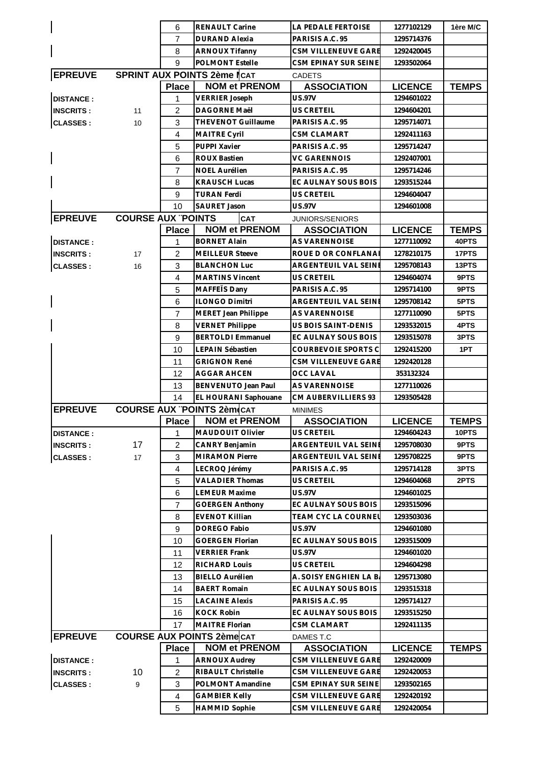| | | Place | NOM et PRENOM | ASSOCIATION | LICENCE | TEMPS |
|---|---|---|---|---|---|---|
| | | 6 | RENAULT Carine | LA PEDALE FERTOISE | 1277102129 | 1ère M/C |
| | | 7 | DURAND Alexia | PARISIS A.C. 95 | 1295714376 | |
| | | 8 | ARNOUX Tifanny | CSM VILLENEUVE GARE | 1292420045 | |
| | | 9 | POLMONT Estelle | CSM EPINAY SUR SEINE | 1293502064 | |

**EPREUVE** SPRINT AUX POINTS 2ème M — **CAT** CADETS

| | | Place | NOM et PRENOM | ASSOCIATION | LICENCE | TEMPS |
|---|---|---|---|---|---|---|
| DISTANCE : | | 1 | VERRIER Joseph | US.97V | 1294601022 | |
| INSCRITS : | 11 | 2 | DAGORNE Maël | US CRETEIL | 1294604201 | |
| CLASSES : | 10 | 3 | THEVENOT Guillaume | PARISIS A.C. 95 | 1295714071 | |
| | | 4 | MAITRE Cyril | CSM CLAMART | 1292411163 | |
| | | 5 | PUPPI Xavier | PARISIS A.C. 95 | 1295714247 | |
| | | 6 | ROUX Bastien | VC GARENNOIS | 1292407001 | |
| | | 7 | NOEL Aurélien | PARISIS A.C. 95 | 1295714246 | |
| | | 8 | KRAUSCH Lucas | EC AULNAY SOUS BOIS | 1293515244 | |
| | | 9 | TURAN Ferdi | US CRETEIL | 1294604047 | |
| | | 10 | SAURET Jason | US.97V | 1294601008 | |

**EPREUVE** COURSE AUX POINTS — **CAT** JUNIORS/SENIORS

| | | Place | NOM et PRENOM | ASSOCIATION | LICENCE | TEMPS |
|---|---|---|---|---|---|---|
| DISTANCE : | | 1 | BORNET Alain | AS VARENNOISE | 1277110092 | 40PTS |
| INSCRITS : | 17 | 2 | MEILLEUR Steeve | ROUE D OR CONFLANAI | 1278210175 | 17PTS |
| CLASSES : | 16 | 3 | BLANCHON Luc | ARGENTEUIL VAL SEINE | 1295708143 | 13PTS |
| | | 4 | MARTINS Vincent | US CRETEIL | 1294604074 | 9PTS |
| | | 5 | MAFFEÏS Dany | PARISIS A.C. 95 | 1295714100 | 9PTS |
| | | 6 | ILONGO Dimitri | ARGENTEUIL VAL SEINE | 1295708142 | 5PTS |
| | | 7 | MERET Jean Philippe | AS VARENNOISE | 1277110090 | 5PTS |
| | | 8 | VERNET Philippe | US BOIS SAINT-DENIS | 1293532015 | 4PTS |
| | | 9 | BERTOLDI Emmanuel | EC AULNAY SOUS BOIS | 1293515078 | 3PTS |
| | | 10 | LEPAIN Sébastien | COURBEVOIE SPORTS C | 1292415200 | 1PT |
| | | 11 | GRIGNON René | CSM VILLENEUVE GARE | 1292420128 | |
| | | 12 | AGGAR AHCEN | OCC LAVAL | 353132324 | |
| | | 13 | BENVENUTO Jean Paul | AS VARENNOISE | 1277110026 | |
| | | 14 | EL HOURANI Saphouane | CM AUBERVILLIERS 93 | 1293505428 | |

**EPREUVE** COURSE AUX POINTS 2ème — **CAT** MINIMES

| | | Place | NOM et PRENOM | ASSOCIATION | LICENCE | TEMPS |
|---|---|---|---|---|---|---|
| DISTANCE : | | 1 | MAUDOUIT Olivier | US CRETEIL | 1294604243 | 10PTS |
| INSCRITS : | 17 | 2 | CANRY Benjamin | ARGENTEUIL VAL SEINE | 1295708030 | 9PTS |
| CLASSES : | 17 | 3 | MIRAMON Pierre | ARGENTEUIL VAL SEINE | 1295708225 | 9PTS |
| | | 4 | LECROQ Jérémy | PARISIS A.C. 95 | 1295714128 | 3PTS |
| | | 5 | VALADIER Thomas | US CRETEIL | 1294604068 | 2PTS |
| | | 6 | LEMEUR Maxime | US.97V | 1294601025 | |
| | | 7 | GOERGEN Anthony | EC AULNAY SOUS BOIS | 1293515096 | |
| | | 8 | EVENOT Killian | TEAM CYC LA COURNEU | 1293503036 | |
| | | 9 | DOREGO Fabio | US.97V | 1294601080 | |
| | | 10 | GOERGEN Florian | EC AULNAY SOUS BOIS | 1293515009 | |
| | | 11 | VERRIER Frank | US.97V | 1294601020 | |
| | | 12 | RICHARD Louis | US CRETEIL | 1294604298 | |
| | | 13 | BIELLO Aurélien | A. SOISY ENGHIEN LA BA | 1295713080 | |
| | | 14 | BAERT Romain | EC AULNAY SOUS BOIS | 1293515318 | |
| | | 15 | LACAINE Alexis | PARISIS A.C. 95 | 1295714127 | |
| | | 16 | KOCK Robin | EC AULNAY SOUS BOIS | 1293515250 | |
| | | 17 | MAITRE Florian | CSM CLAMART | 1292411135 | |

**EPREUVE** COURSE AUX POINTS 2ème — **CAT** DAMES T.C

| | | Place | NOM et PRENOM | ASSOCIATION | LICENCE | TEMPS |
|---|---|---|---|---|---|---|
| DISTANCE : | | 1 | ARNOUX Audrey | CSM VILLENEUVE GARE | 1292420009 | |
| INSCRITS : | 10 | 2 | RIBAULT Christelle | CSM VILLENEUVE GARE | 1292420053 | |
| CLASSES : | 9 | 3 | POLMONT Amandine | CSM EPINAY SUR SEINE | 1293502165 | |
| | | 4 | GAMBIER Kelly | CSM VILLENEUVE GARE | 1292420192 | |
| | | 5 | HAMMID Sophie | CSM VILLENEUVE GARE | 1292420054 | |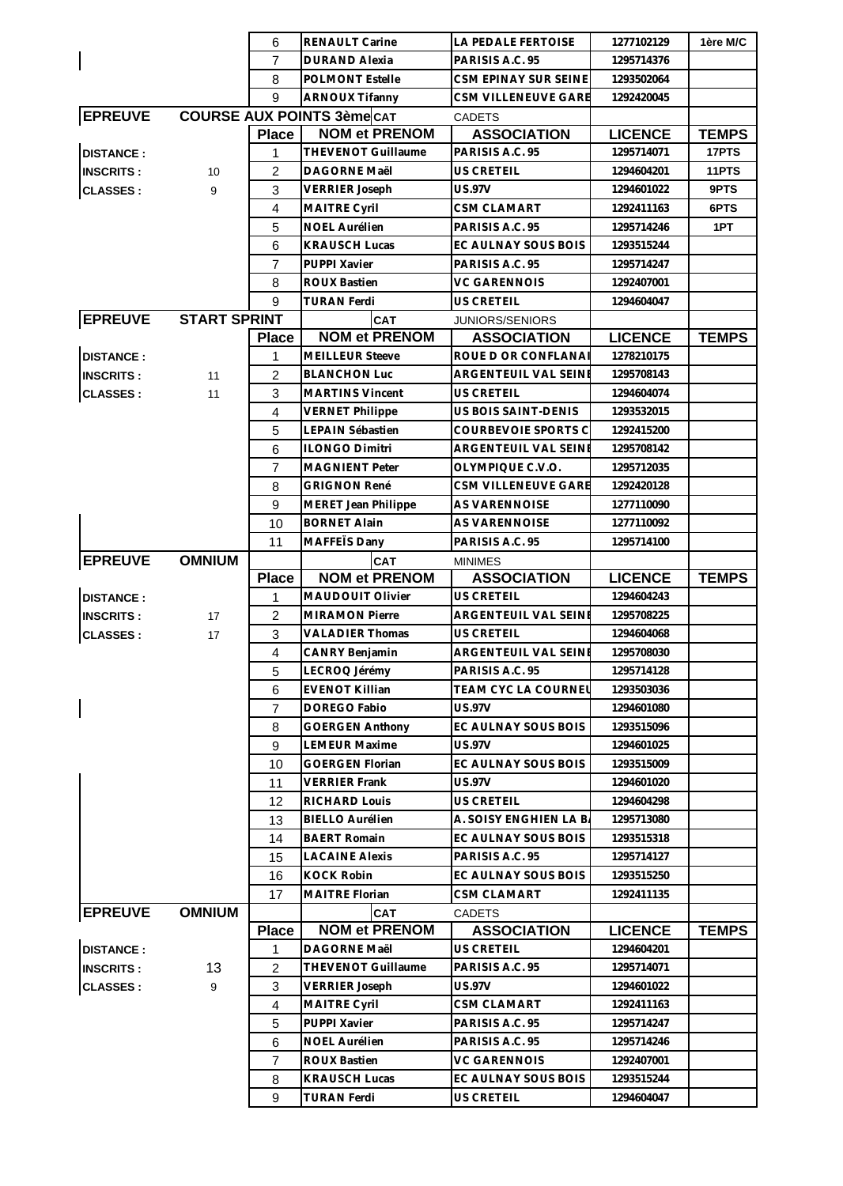| | | Place | NOM et PRENOM | ASSOCIATION | LICENCE | TEMPS |
|---|---|---|---|---|---|---|
| | | 6 | RENAULT Carine | LA PEDALE FERTOISE | 1277102129 | 1ère M/C |
| | | 7 | DURAND Alexia | PARISIS A.C. 95 | 1295714376 | |
| | | 8 | POLMONT Estelle | CSM EPINAY SUR SEINE | 1293502064 | |
| | | 9 | ARNOUX Tifanny | CSM VILLENEUVE GARE | 1292420045 | |

**EPREUVE** COURSE AUX POINTS 3ème — **CAT** CADETS

| | | Place | NOM et PRENOM | ASSOCIATION | LICENCE | TEMPS |
|---|---|---|---|---|---|---|
| DISTANCE : | | 1 | THEVENOT Guillaume | PARISIS A.C. 95 | 1295714071 | 17PTS |
| INSCRITS : | 10 | 2 | DAGORNE Maël | US CRETEIL | 1294604201 | 11PTS |
| CLASSES : | 9 | 3 | VERRIER Joseph | US.97V | 1294601022 | 9PTS |
| | | 4 | MAITRE Cyril | CSM CLAMART | 1292411163 | 6PTS |
| | | 5 | NOEL Aurélien | PARISIS A.C. 95 | 1295714246 | 1PT |
| | | 6 | KRAUSCH Lucas | EC AULNAY SOUS BOIS | 1293515244 | |
| | | 7 | PUPPI Xavier | PARISIS A.C. 95 | 1295714247 | |
| | | 8 | ROUX Bastien | VC GARENNOIS | 1292407001 | |
| | | 9 | TURAN Ferdi | US CRETEIL | 1294604047 | |

**EPREUVE** START SPRINT — **CAT** JUNIORS/SENIORS

| | | Place | NOM et PRENOM | ASSOCIATION | LICENCE | TEMPS |
|---|---|---|---|---|---|---|
| DISTANCE : | | 1 | MEILLEUR Steeve | ROUE D OR CONFLANAI | 1278210175 | |
| INSCRITS : | 11 | 2 | BLANCHON Luc | ARGENTEUIL VAL SEINE | 1295708143 | |
| CLASSES : | 11 | 3 | MARTINS Vincent | US CRETEIL | 1294604074 | |
| | | 4 | VERNET Philippe | US BOIS SAINT-DENIS | 1293532015 | |
| | | 5 | LEPAIN Sébastien | COURBEVOIE SPORTS C | 1292415200 | |
| | | 6 | ILONGO Dimitri | ARGENTEUIL VAL SEINE | 1295708142 | |
| | | 7 | MAGNIENT Peter | OLYMPIQUE C.V.O. | 1295712035 | |
| | | 8 | GRIGNON René | CSM VILLENEUVE GARE | 1292420128 | |
| | | 9 | MERET Jean Philippe | AS VARENNOISE | 1277110090 | |
| | | 10 | BORNET Alain | AS VARENNOISE | 1277110092 | |
| | | 11 | MAFFEÏS Dany | PARISIS A.C. 95 | 1295714100 | |

**EPREUVE** OMNIUM — **CAT** MINIMES

| | | Place | NOM et PRENOM | ASSOCIATION | LICENCE | TEMPS |
|---|---|---|---|---|---|---|
| DISTANCE : | | 1 | MAUDOUIT Olivier | US CRETEIL | 1294604243 | |
| INSCRITS : | 17 | 2 | MIRAMON Pierre | ARGENTEUIL VAL SEINE | 1295708225 | |
| CLASSES : | 17 | 3 | VALADIER Thomas | US CRETEIL | 1294604068 | |
| | | 4 | CANRY Benjamin | ARGENTEUIL VAL SEINE | 1295708030 | |
| | | 5 | LECROQ Jérémy | PARISIS A.C. 95 | 1295714128 | |
| | | 6 | EVENOT Killian | TEAM CYC LA COURNEU | 1293503036 | |
| | | 7 | DOREGO Fabio | US.97V | 1294601080 | |
| | | 8 | GOERGEN Anthony | EC AULNAY SOUS BOIS | 1293515096 | |
| | | 9 | LEMEUR Maxime | US.97V | 1294601025 | |
| | | 10 | GOERGEN Florian | EC AULNAY SOUS BOIS | 1293515009 | |
| | | 11 | VERRIER Frank | US.97V | 1294601020 | |
| | | 12 | RICHARD Louis | US CRETEIL | 1294604298 | |
| | | 13 | BIELLO Aurélien | A. SOISY ENGHIEN LA B | 1295713080 | |
| | | 14 | BAERT Romain | EC AULNAY SOUS BOIS | 1293515318 | |
| | | 15 | LACAINE Alexis | PARISIS A.C. 95 | 1295714127 | |
| | | 16 | KOCK Robin | EC AULNAY SOUS BOIS | 1293515250 | |
| | | 17 | MAITRE Florian | CSM CLAMART | 1292411135 | |

**EPREUVE** OMNIUM — **CAT** CADETS

| | | Place | NOM et PRENOM | ASSOCIATION | LICENCE | TEMPS |
|---|---|---|---|---|---|---|
| DISTANCE : | | 1 | DAGORNE Maël | US CRETEIL | 1294604201 | |
| INSCRITS : | 13 | 2 | THEVENOT Guillaume | PARISIS A.C. 95 | 1295714071 | |
| CLASSES : | 9 | 3 | VERRIER Joseph | US.97V | 1294601022 | |
| | | 4 | MAITRE Cyril | CSM CLAMART | 1292411163 | |
| | | 5 | PUPPI Xavier | PARISIS A.C. 95 | 1295714247 | |
| | | 6 | NOEL Aurélien | PARISIS A.C. 95 | 1295714246 | |
| | | 7 | ROUX Bastien | VC GARENNOIS | 1292407001 | |
| | | 8 | KRAUSCH Lucas | EC AULNAY SOUS BOIS | 1293515244 | |
| | | 9 | TURAN Ferdi | US CRETEIL | 1294604047 | |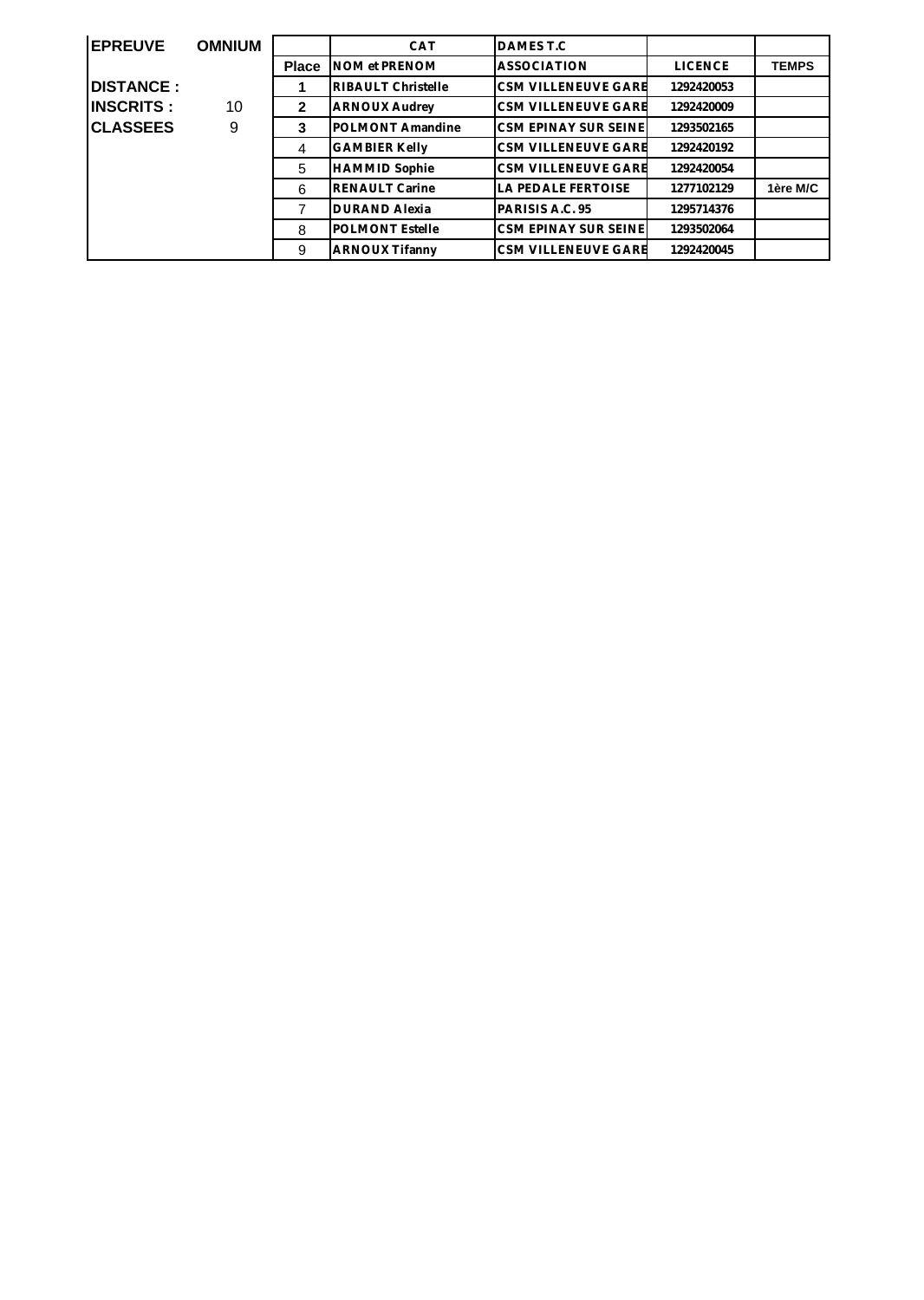| EPREUVE | OMNIUM | | CAT | DAMES T.C | | |
|---|---|---|---|---|---|---|
| | | Place | NOM et PRENOM | ASSOCIATION | LICENCE | TEMPS |
| DISTANCE : | | 1 | RIBAULT Christelle | CSM VILLENEUVE GARE | 1292420053 | |
| INSCRITS : | 10 | 2 | ARNOUX Audrey | CSM VILLENEUVE GARE | 1292420009 | |
| CLASSEES | 9 | 3 | POLMONT Amandine | CSM EPINAY SUR SEINE | 1293502165 | |
| | | 4 | GAMBIER Kelly | CSM VILLENEUVE GARE | 1292420192 | |
| | | 5 | HAMMID Sophie | CSM VILLENEUVE GARE | 1292420054 | |
| | | 6 | RENAULT Carine | LA PEDALE FERTOISE | 1277102129 | 1ère M/C |
| | | 7 | DURAND Alexia | PARISIS A.C. 95 | 1295714376 | |
| | | 8 | POLMONT Estelle | CSM EPINAY SUR SEINE | 1293502064 | |
| | | 9 | ARNOUX Tifanny | CSM VILLENEUVE GARE | 1292420045 | |